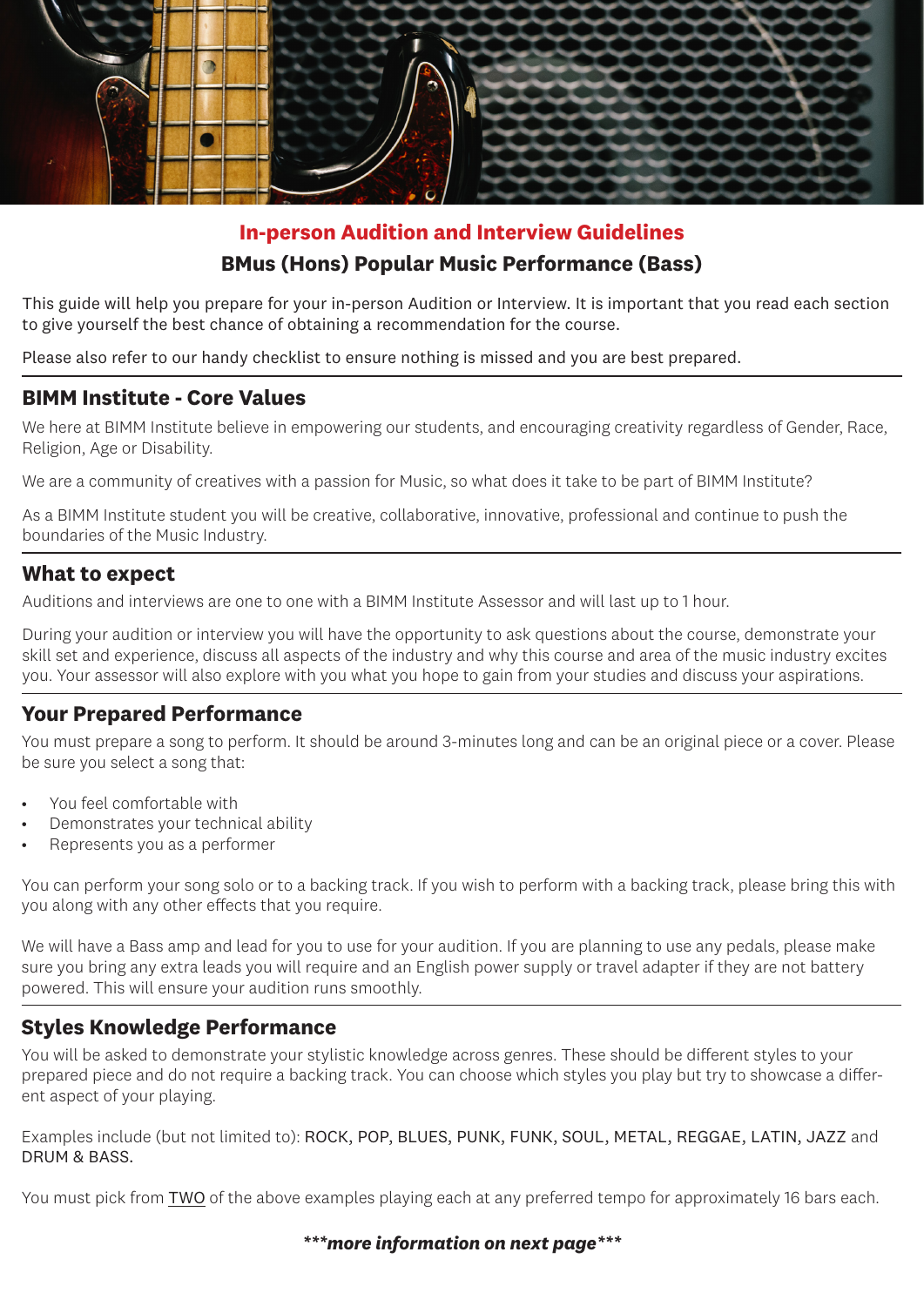## In-person Audition and Interview Guidelines

### BMus (Hons) Popular Music Performance (Bass)

This guide will help you prepare for your in-person Audition or Interview. It is important that you read each section to give yourself the best chance of obtaining a recommendation for the course.

Please also refer to our handy checklist to ensure nothing is missed and you are best prepared.

### BIMM Institute - Core Values

We here at BIMM Institute believe in empowering our students, and encouraging creativity regardless of Gender, Race, Religion, Age or Disability.

We are a community of creatives with a passion for Music, so what does it take to be part of BIMM Institute?

As a BIMM Institute student you will be creative, collaborative, innovative, professional and continue to push the boundaries of the Music Industry.

### What to expect

Auditions and interviews are one to one with a BIMM Institute Assessor and will last up to 1 hour.

During your audition or interview you will have the opportunity to ask questions about the course, demonstrate your skill set and experience, discuss all aspects of the industry and why this course and area of the music industry excites you. Your assessor will also explore with you what you hope to gain from your studies and discuss your aspirations.

### Your Prepared Performance

You must prepare a song to perform. It should be around 3-minutes long and can be an original piece or a cover. Please be sure you select a song that:

- You feel comfortable with
- Demonstrates your technical ability
- Represents you as a performer

You can perform your song solo or to a backing track. If you wish to perform with a backing track, please bring this with you along with any other effects that you require.

We will have a Bass amp and lead for you to use for your audition. If you are planning to use any pedals, please make sure you bring any extra leads you will require and an English power supply or travel adapter if they are not battery powered. This will ensure your audition runs smoothly.

### Styles Knowledge Performance

You will be asked to demonstrate your stylistic knowledge across genres. These should be different styles to your prepared piece and do not require a backing track. You can choose which styles you play but try to showcase a different aspect of your playing.

Examples include (but not limited to): ROCK, POP, BLUES, PUNK, FUNK, SOUL, METAL, REGGAE, LATIN, JAZZ and DRUM & BASS.

You must pick from TWO of the above examples playing each at any preferred tempo for approximately 16 bars each.

***more information on next page***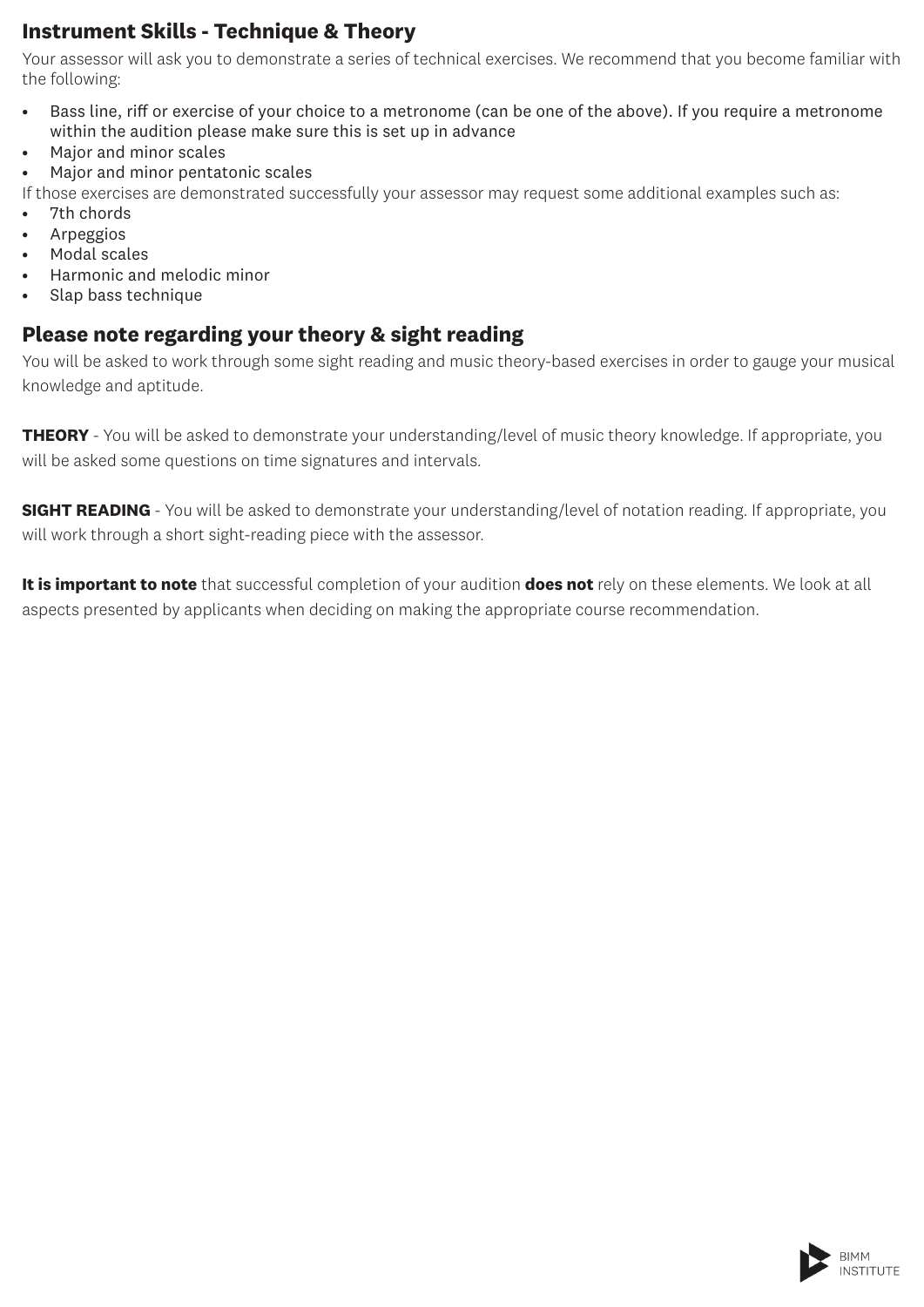## Instrument Skills - Technique & Theory

Your assessor will ask you to demonstrate a series of technical exercises. We recommend that you become familiar with the following:

- Bass line, riff or exercise of your choice to a metronome (can be one of the above). If you require a metronome within the audition please make sure this is set up in advance
- Major and minor scales
- Major and minor pentatonic scales

If those exercises are demonstrated successfully your assessor may request some additional examples such as:

- 7th chords
- Arpeggios
- Modal scales
- Harmonic and melodic minor
- Slap bass technique

## Please note regarding your theory & sight reading

You will be asked to work through some sight reading and music theory-based exercises in order to gauge your musical knowledge and aptitude.

**THEORY** - You will be asked to demonstrate your understanding/level of music theory knowledge. If appropriate, you will be asked some questions on time signatures and intervals.

**SIGHT READING** - You will be asked to demonstrate your understanding/level of notation reading. If appropriate, you will work through a short sight-reading piece with the assessor.

**It is important to note** that successful completion of your audition **does not** rely on these elements. We look at all aspects presented by applicants when deciding on making the appropriate course recommendation.